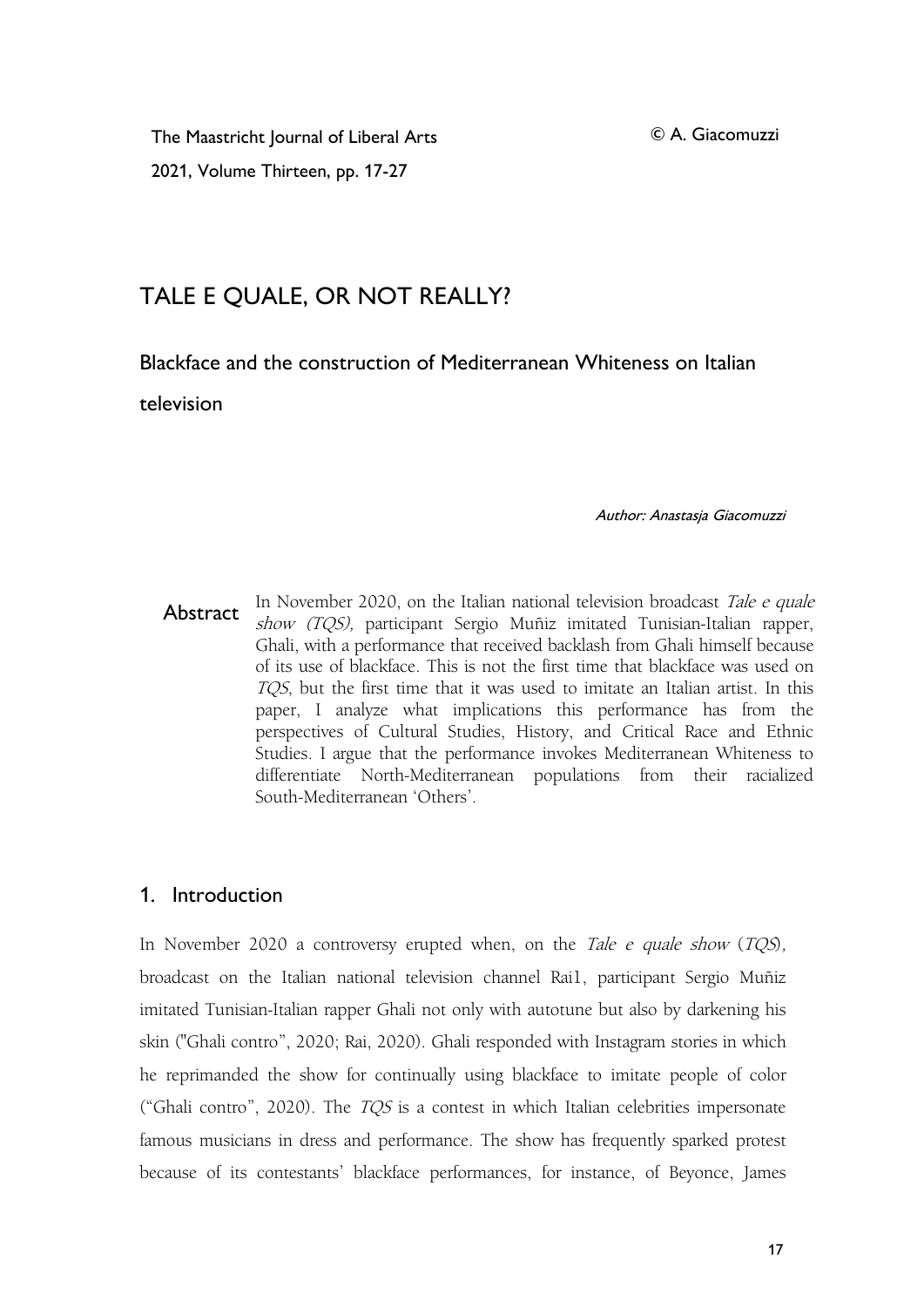© A. Giacomuzzi

# TALE E QUALE, OR NOT REALLY?

## Blackface and the construction of Mediterranean Whiteness on Italian television

*Author: Anastasja Giacomuzzi*

**Abstract** In November 2020, on the Italian national television broadcast *Tale e quale show (TQS),* participant Sergio Muñiz imitated Tunisian-Italian rapper, Ghali, with a performance that received backlash from Ghali himself because of its use of blackface. This is not the first time that blackface was used on *TQS*, but the first time that it was used to imitate an Italian artist. In this paper, I analyze what implications this performance has from the perspectives of Cultural Studies, History, and Critical Race and Ethnic Studies. I argue that the performance invokes Mediterranean Whiteness to differentiate North-Mediterranean populations from their racialized South-Mediterranean 'Others'.

## 1. Introduction

In November 2020 a controversy erupted when, on the *Tale e quale show* (*TQS*), broadcast on the Italian national television channel Rai1, participant Sergio Muñiz imitated Tunisian-Italian rapper Ghali not only with autotune but also by darkening his skin ("Ghali contro", 2020; Rai, 2020). Ghali responded with Instagram stories in which he reprimanded the show for continually using blackface to imitate people of color ("Ghali contro", 2020). The *TQS* is a contest in which Italian celebrities impersonate famous musicians in dress and performance. The show has frequently sparked protest because of its contestants' blackface performances, for instance, of Beyonce, James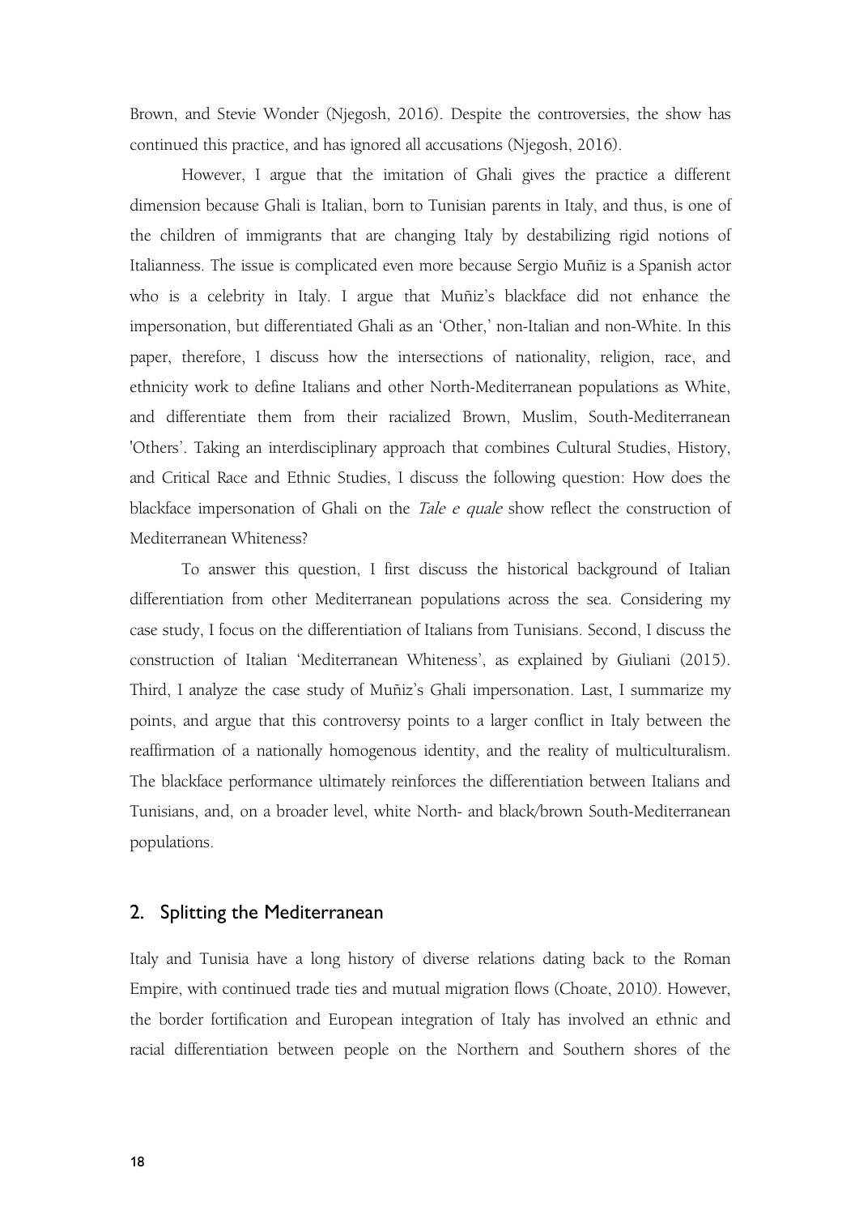Brown, and Stevie Wonder (Njegosh, 2016). Despite the controversies, the show has continued this practice, and has ignored all accusations (Njegosh, 2016).

However, I argue that the imitation of Ghali gives the practice a different dimension because Ghali is Italian, born to Tunisian parents in Italy, and thus, is one of the children of immigrants that are changing Italy by destabilizing rigid notions of Italianness. The issue is complicated even more because Sergio Muñiz is a Spanish actor who is a celebrity in Italy. I argue that Muñiz's blackface did not enhance the impersonation, but differentiated Ghali as an 'Other,' non-Italian and non-White. In this paper, therefore, I discuss how the intersections of nationality, religion, race, and ethnicity work to define Italians and other North-Mediterranean populations as White, and differentiate them from their racialized Brown, Muslim, South-Mediterranean 'Others'. Taking an interdisciplinary approach that combines Cultural Studies, History, and Critical Race and Ethnic Studies, I discuss the following question: How does the blackface impersonation of Ghali on the *Tale e quale* show reflect the construction of Mediterranean Whiteness?

To answer this question, I first discuss the historical background of Italian differentiation from other Mediterranean populations across the sea. Considering my case study, I focus on the differentiation of Italians from Tunisians. Second, I discuss the construction of Italian 'Mediterranean Whiteness', as explained by Giuliani (2015). Third, I analyze the case study of Muñiz's Ghali impersonation. Last, I summarize my points, and argue that this controversy points to a larger conflict in Italy between the reaffirmation of a nationally homogenous identity, and the reality of multiculturalism. The blackface performance ultimately reinforces the differentiation between Italians and Tunisians, and, on a broader level, white North- and black/brown South-Mediterranean populations.

## 2. Splitting the Mediterranean

Italy and Tunisia have a long history of diverse relations dating back to the Roman Empire, with continued trade ties and mutual migration flows (Choate, 2010). However, the border fortification and European integration of Italy has involved an ethnic and racial differentiation between people on the Northern and Southern shores of the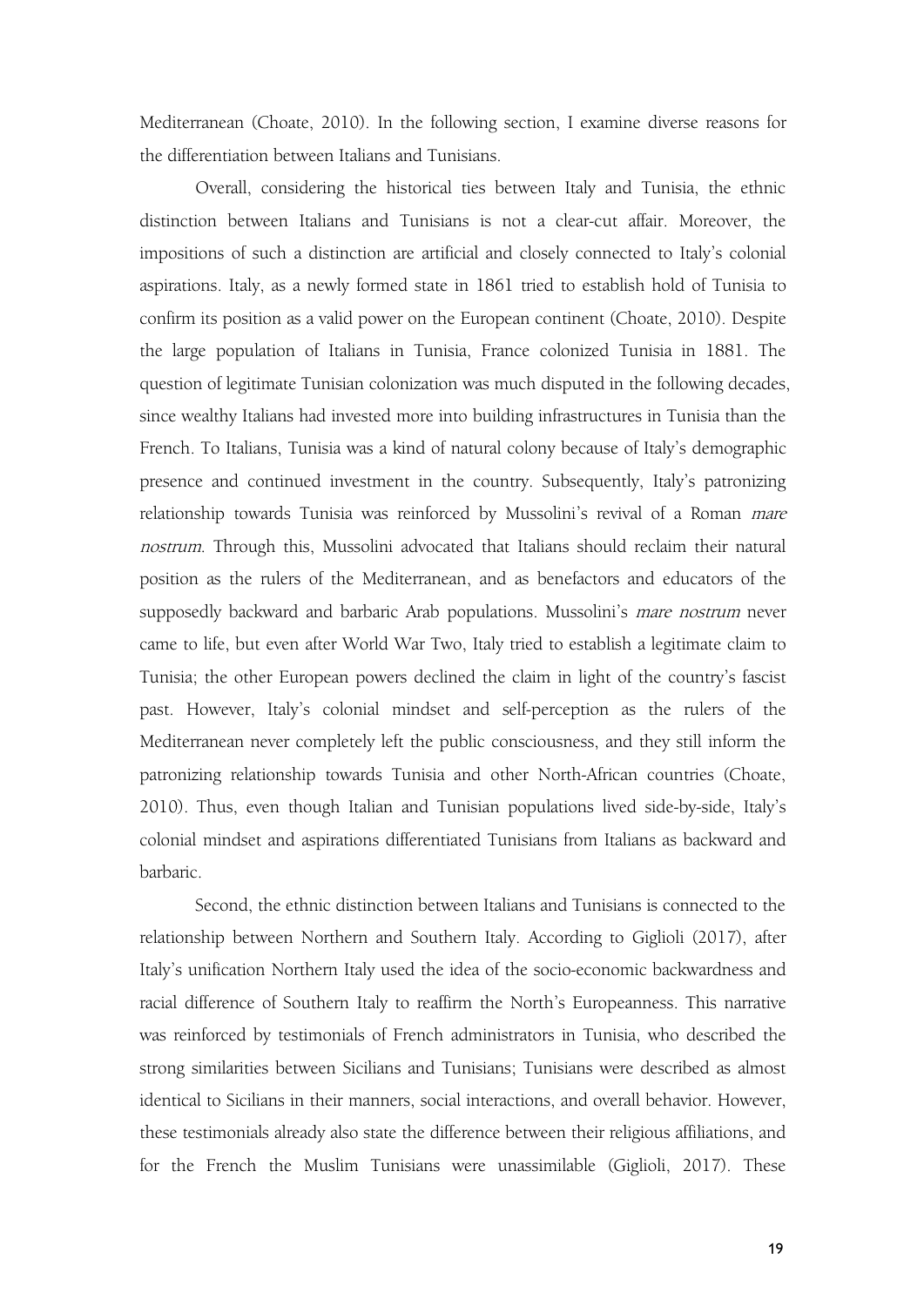Mediterranean (Choate, 2010). In the following section, I examine diverse reasons for the differentiation between Italians and Tunisians.

Overall, considering the historical ties between Italy and Tunisia, the ethnic distinction between Italians and Tunisians is not a clear-cut affair. Moreover, the impositions of such a distinction are artificial and closely connected to Italy's colonial aspirations. Italy, as a newly formed state in 1861 tried to establish hold of Tunisia to confirm its position as a valid power on the European continent (Choate, 2010). Despite the large population of Italians in Tunisia, France colonized Tunisia in 1881. The question of legitimate Tunisian colonization was much disputed in the following decades, since wealthy Italians had invested more into building infrastructures in Tunisia than the French. To Italians, Tunisia was a kind of natural colony because of Italy's demographic presence and continued investment in the country. Subsequently, Italy's patronizing relationship towards Tunisia was reinforced by Mussolini's revival of a Roman *mare nostrum*. Through this, Mussolini advocated that Italians should reclaim their natural position as the rulers of the Mediterranean, and as benefactors and educators of the supposedly backward and barbaric Arab populations. Mussolini's *mare nostrum* never came to life, but even after World War Two, Italy tried to establish a legitimate claim to Tunisia; the other European powers declined the claim in light of the country's fascist past. However, Italy's colonial mindset and self-perception as the rulers of the Mediterranean never completely left the public consciousness, and they still inform the patronizing relationship towards Tunisia and other North-African countries (Choate, 2010). Thus, even though Italian and Tunisian populations lived side-by-side, Italy's colonial mindset and aspirations differentiated Tunisians from Italians as backward and barbaric.

Second, the ethnic distinction between Italians and Tunisians is connected to the relationship between Northern and Southern Italy. According to Giglioli (2017), after Italy's unification Northern Italy used the idea of the socio-economic backwardness and racial difference of Southern Italy to reaffirm the North's Europeanness. This narrative was reinforced by testimonials of French administrators in Tunisia, who described the strong similarities between Sicilians and Tunisians; Tunisians were described as almost identical to Sicilians in their manners, social interactions, and overall behavior. However, these testimonials already also state the difference between their religious affiliations, and for the French the Muslim Tunisians were unassimilable (Giglioli, 2017). These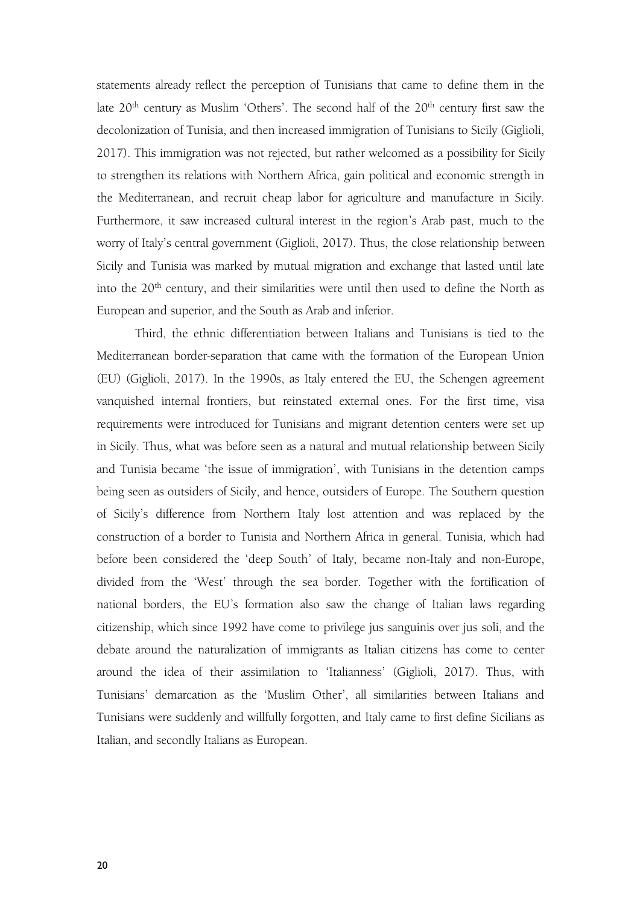statements already reflect the perception of Tunisians that came to define them in the late 20th century as Muslim 'Others'. The second half of the 20th century first saw the decolonization of Tunisia, and then increased immigration of Tunisians to Sicily (Giglioli, 2017). This immigration was not rejected, but rather welcomed as a possibility for Sicily to strengthen its relations with Northern Africa, gain political and economic strength in the Mediterranean, and recruit cheap labor for agriculture and manufacture in Sicily. Furthermore, it saw increased cultural interest in the region's Arab past, much to the worry of Italy's central government (Giglioli, 2017). Thus, the close relationship between Sicily and Tunisia was marked by mutual migration and exchange that lasted until late into the 20th century, and their similarities were until then used to define the North as European and superior, and the South as Arab and inferior.

Third, the ethnic differentiation between Italians and Tunisians is tied to the Mediterranean border-separation that came with the formation of the European Union (EU) (Giglioli, 2017). In the 1990s, as Italy entered the EU, the Schengen agreement vanquished internal frontiers, but reinstated external ones. For the first time, visa requirements were introduced for Tunisians and migrant detention centers were set up in Sicily. Thus, what was before seen as a natural and mutual relationship between Sicily and Tunisia became 'the issue of immigration', with Tunisians in the detention camps being seen as outsiders of Sicily, and hence, outsiders of Europe. The Southern question of Sicily's difference from Northern Italy lost attention and was replaced by the construction of a border to Tunisia and Northern Africa in general. Tunisia, which had before been considered the 'deep South' of Italy, became non-Italy and non-Europe, divided from the 'West' through the sea border. Together with the fortification of national borders, the EU's formation also saw the change of Italian laws regarding citizenship, which since 1992 have come to privilege jus sanguinis over jus soli, and the debate around the naturalization of immigrants as Italian citizens has come to center around the idea of their assimilation to 'Italianness' (Giglioli, 2017). Thus, with Tunisians' demarcation as the 'Muslim Other', all similarities between Italians and Tunisians were suddenly and willfully forgotten, and Italy came to first define Sicilians as Italian, and secondly Italians as European.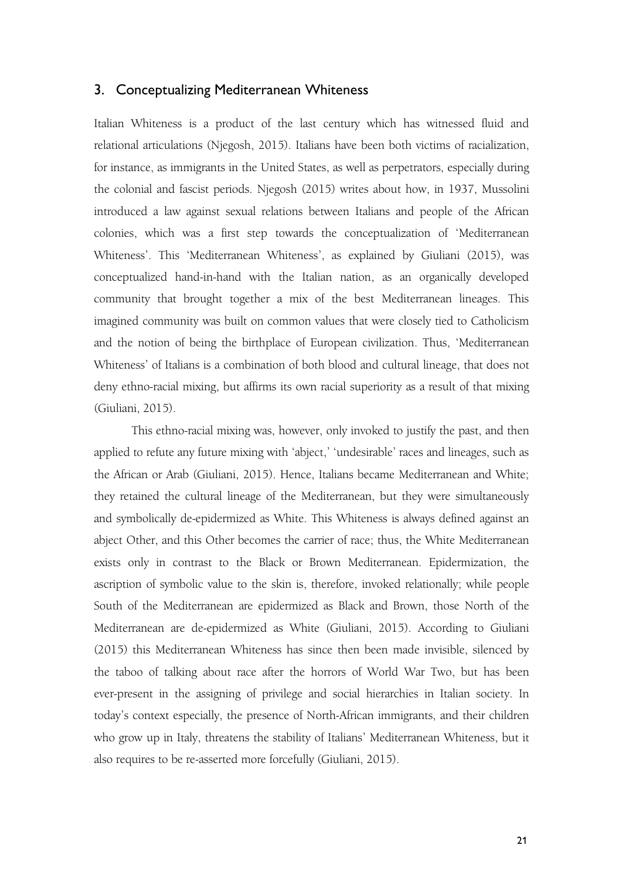## 3. Conceptualizing Mediterranean Whiteness

Italian Whiteness is a product of the last century which has witnessed fluid and relational articulations (Njegosh, 2015). Italians have been both victims of racialization, for instance, as immigrants in the United States, as well as perpetrators, especially during the colonial and fascist periods. Njegosh (2015) writes about how, in 1937, Mussolini introduced a law against sexual relations between Italians and people of the African colonies, which was a first step towards the conceptualization of 'Mediterranean Whiteness'. This 'Mediterranean Whiteness', as explained by Giuliani (2015), was conceptualized hand-in-hand with the Italian nation, as an organically developed community that brought together a mix of the best Mediterranean lineages. This imagined community was built on common values that were closely tied to Catholicism and the notion of being the birthplace of European civilization. Thus, 'Mediterranean Whiteness' of Italians is a combination of both blood and cultural lineage, that does not deny ethno-racial mixing, but affirms its own racial superiority as a result of that mixing (Giuliani, 2015).

This ethno-racial mixing was, however, only invoked to justify the past, and then applied to refute any future mixing with 'abject,' 'undesirable' races and lineages, such as the African or Arab (Giuliani, 2015). Hence, Italians became Mediterranean and White; they retained the cultural lineage of the Mediterranean, but they were simultaneously and symbolically de-epidermized as White. This Whiteness is always defined against an abject Other, and this Other becomes the carrier of race; thus, the White Mediterranean exists only in contrast to the Black or Brown Mediterranean. Epidermization, the ascription of symbolic value to the skin is, therefore, invoked relationally; while people South of the Mediterranean are epidermized as Black and Brown, those North of the Mediterranean are de-epidermized as White (Giuliani, 2015). According to Giuliani (2015) this Mediterranean Whiteness has since then been made invisible, silenced by the taboo of talking about race after the horrors of World War Two, but has been ever-present in the assigning of privilege and social hierarchies in Italian society. In today's context especially, the presence of North-African immigrants, and their children who grow up in Italy, threatens the stability of Italians' Mediterranean Whiteness, but it also requires to be re-asserted more forcefully (Giuliani, 2015).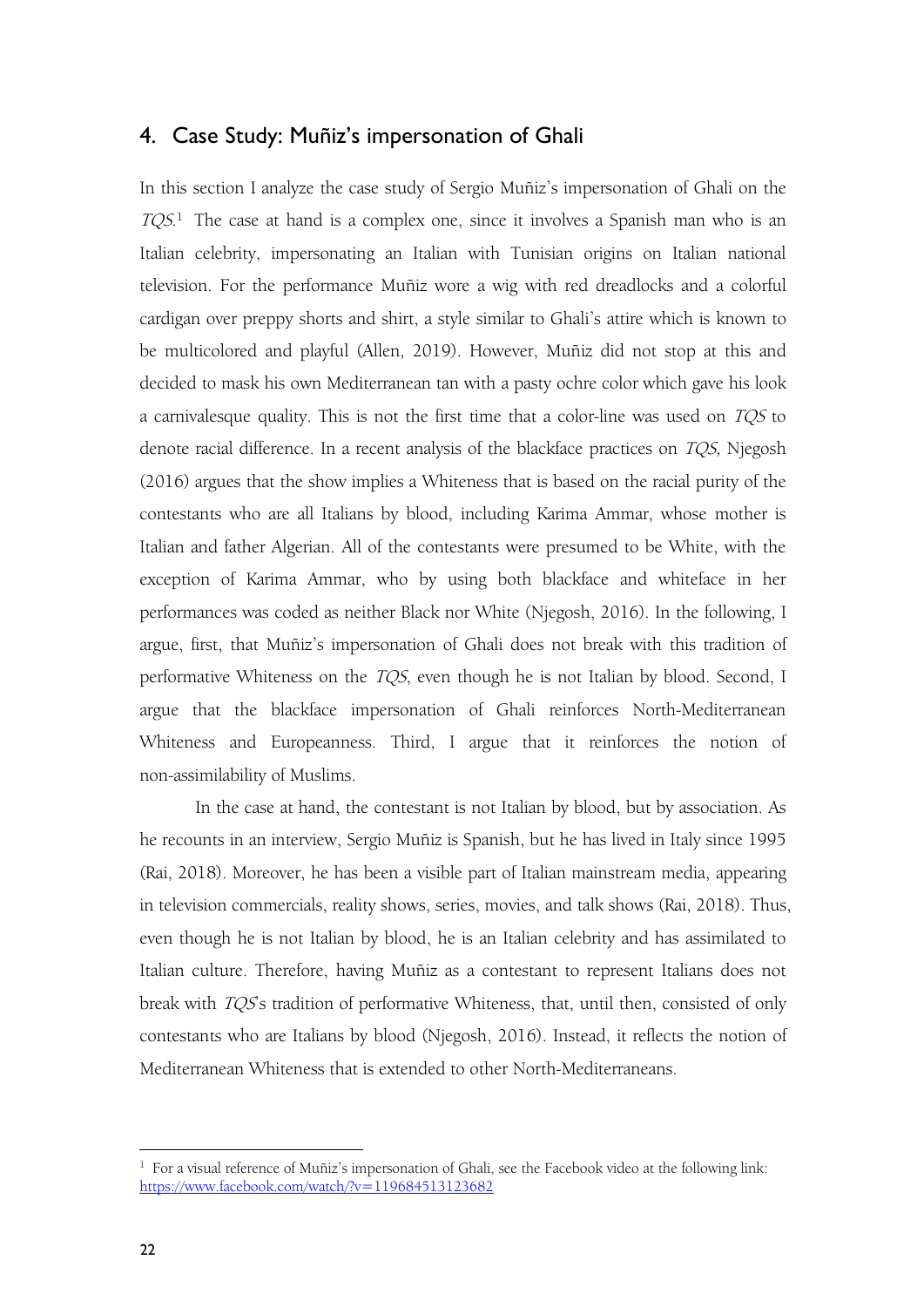## 4. Case Study: Muñiz's impersonation of Ghali

In this section I analyze the case study of Sergio Muñiz's impersonation of Ghali on the *TQS*.[1] The case at hand is a complex one, since it involves a Spanish man who is an Italian celebrity, impersonating an Italian with Tunisian origins on Italian national television. For the performance Muñiz wore a wig with red dreadlocks and a colorful cardigan over preppy shorts and shirt, a style similar to Ghali's attire which is known to be multicolored and playful (Allen, 2019). However, Muñiz did not stop at this and decided to mask his own Mediterranean tan with a pasty ochre color which gave his look a carnivalesque quality. This is not the first time that a color-line was used on *TQS* to denote racial difference. In a recent analysis of the blackface practices on *TQS*, Njegosh (2016) argues that the show implies a Whiteness that is based on the racial purity of the contestants who are all Italians by blood, including Karima Ammar, whose mother is Italian and father Algerian. All of the contestants were presumed to be White, with the exception of Karima Ammar, who by using both blackface and whiteface in her performances was coded as neither Black nor White (Njegosh, 2016). In the following, I argue, first, that Muñiz's impersonation of Ghali does not break with this tradition of performative Whiteness on the *TQS*, even though he is not Italian by blood. Second, I argue that the blackface impersonation of Ghali reinforces North-Mediterranean Whiteness and Europeanness. Third, I argue that it reinforces the notion of non-assimilability of Muslims.

In the case at hand, the contestant is not Italian by blood, but by association. As he recounts in an interview, Sergio Muñiz is Spanish, but he has lived in Italy since 1995 (Rai, 2018). Moreover, he has been a visible part of Italian mainstream media, appearing in television commercials, reality shows, series, movies, and talk shows (Rai, 2018). Thus, even though he is not Italian by blood, he is an Italian celebrity and has assimilated to Italian culture. Therefore, having Muñiz as a contestant to represent Italians does not break with *TQS*'s tradition of performative Whiteness, that, until then, consisted of only contestants who are Italians by blood (Njegosh, 2016). Instead, it reflects the notion of Mediterranean Whiteness that is extended to other North-Mediterraneans.

---

[1] For a visual reference of Muñiz's impersonation of Ghali, see the Facebook video at the following link: https://www.facebook.com/watch/?v=119684513123682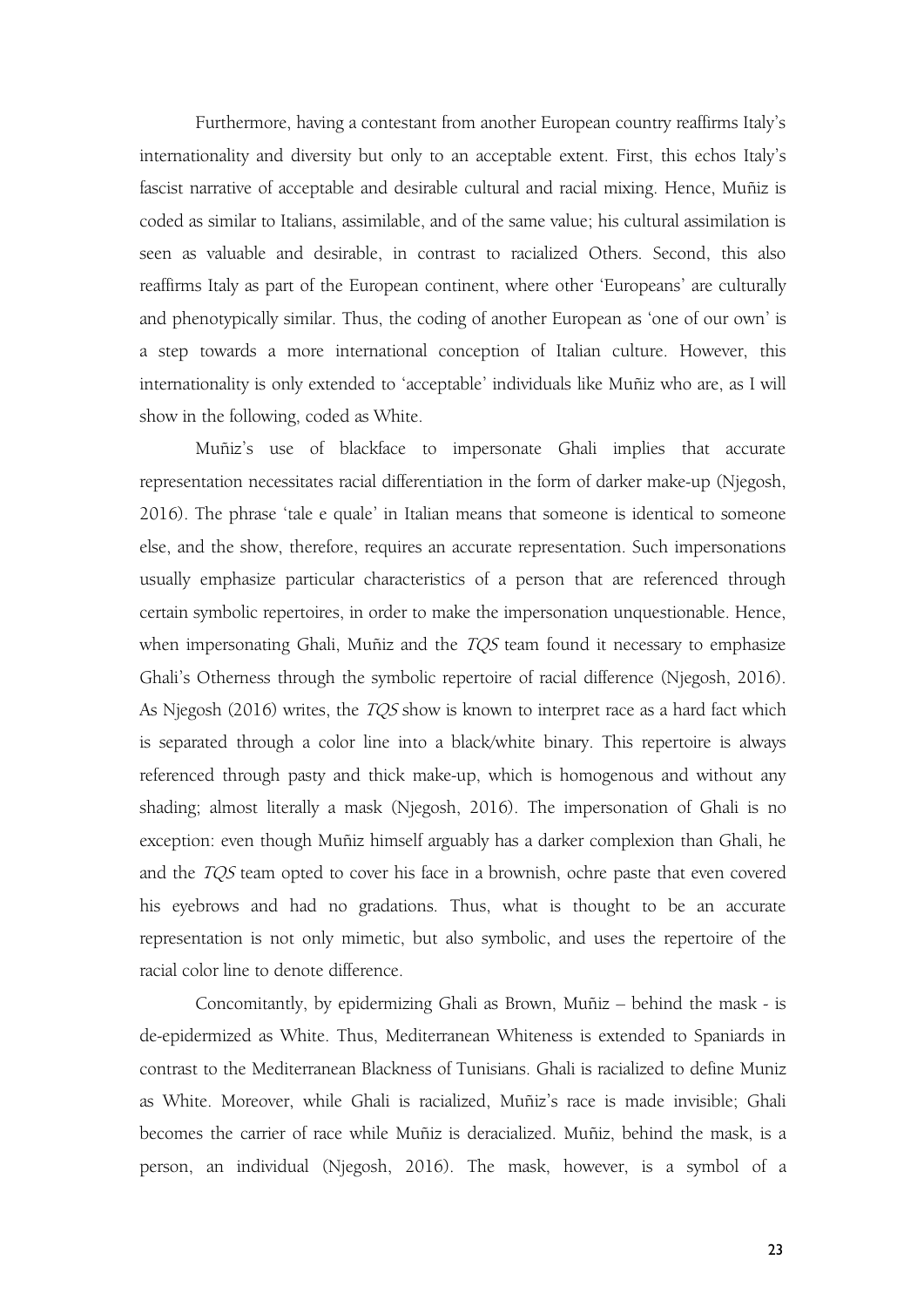Furthermore, having a contestant from another European country reaffirms Italy's internationality and diversity but only to an acceptable extent. First, this echos Italy's fascist narrative of acceptable and desirable cultural and racial mixing. Hence, Muñiz is coded as similar to Italians, assimilable, and of the same value; his cultural assimilation is seen as valuable and desirable, in contrast to racialized Others. Second, this also reaffirms Italy as part of the European continent, where other 'Europeans' are culturally and phenotypically similar. Thus, the coding of another European as 'one of our own' is a step towards a more international conception of Italian culture. However, this internationality is only extended to 'acceptable' individuals like Muñiz who are, as I will show in the following, coded as White.

Muñiz's use of blackface to impersonate Ghali implies that accurate representation necessitates racial differentiation in the form of darker make-up (Njegosh, 2016). The phrase 'tale e quale' in Italian means that someone is identical to someone else, and the show, therefore, requires an accurate representation. Such impersonations usually emphasize particular characteristics of a person that are referenced through certain symbolic repertoires, in order to make the impersonation unquestionable. Hence, when impersonating Ghali, Muñiz and the *TQS* team found it necessary to emphasize Ghali's Otherness through the symbolic repertoire of racial difference (Njegosh, 2016). As Njegosh (2016) writes, the *TQS* show is known to interpret race as a hard fact which is separated through a color line into a black/white binary. This repertoire is always referenced through pasty and thick make-up, which is homogenous and without any shading; almost literally a mask (Njegosh, 2016). The impersonation of Ghali is no exception: even though Muñiz himself arguably has a darker complexion than Ghali, he and the *TQS* team opted to cover his face in a brownish, ochre paste that even covered his eyebrows and had no gradations. Thus, what is thought to be an accurate representation is not only mimetic, but also symbolic, and uses the repertoire of the racial color line to denote difference.

Concomitantly, by epidermizing Ghali as Brown, Muñiz – behind the mask - is de-epidermized as White. Thus, Mediterranean Whiteness is extended to Spaniards in contrast to the Mediterranean Blackness of Tunisians. Ghali is racialized to define Muniz as White. Moreover, while Ghali is racialized, Muñiz's race is made invisible; Ghali becomes the carrier of race while Muñiz is deracialized. Muñiz, behind the mask, is a person, an individual (Njegosh, 2016). The mask, however, is a symbol of a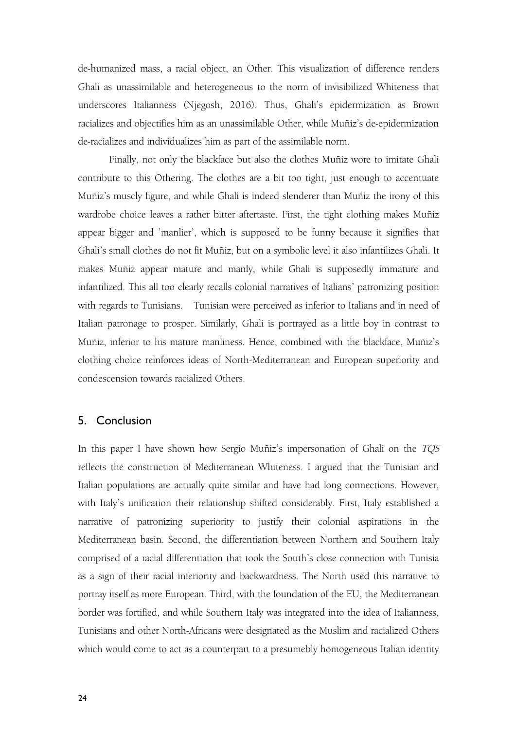de-humanized mass, a racial object, an Other. This visualization of difference renders Ghali as unassimilable and heterogeneous to the norm of invisibilized Whiteness that underscores Italianness (Njegosh, 2016). Thus, Ghali's epidermization as Brown racializes and objectifies him as an unassimilable Other, while Muñiz's de-epidermization de-racializes and individualizes him as part of the assimilable norm.

Finally, not only the blackface but also the clothes Muñiz wore to imitate Ghali contribute to this Othering. The clothes are a bit too tight, just enough to accentuate Muñiz's muscly figure, and while Ghali is indeed slenderer than Muñiz the irony of this wardrobe choice leaves a rather bitter aftertaste. First, the tight clothing makes Muñiz appear bigger and 'manlier', which is supposed to be funny because it signifies that Ghali's small clothes do not fit Muñiz, but on a symbolic level it also infantilizes Ghali. It makes Muñiz appear mature and manly, while Ghali is supposedly immature and infantilized. This all too clearly recalls colonial narratives of Italians' patronizing position with regards to Tunisians. Tunisian were perceived as inferior to Italians and in need of Italian patronage to prosper. Similarly, Ghali is portrayed as a little boy in contrast to Muñiz, inferior to his mature manliness. Hence, combined with the blackface, Muñiz's clothing choice reinforces ideas of North-Mediterranean and European superiority and condescension towards racialized Others.

## 5. Conclusion

In this paper I have shown how Sergio Muñiz's impersonation of Ghali on the *TQS* reflects the construction of Mediterranean Whiteness. I argued that the Tunisian and Italian populations are actually quite similar and have had long connections. However, with Italy's unification their relationship shifted considerably. First, Italy established a narrative of patronizing superiority to justify their colonial aspirations in the Mediterranean basin. Second, the differentiation between Northern and Southern Italy comprised of a racial differentiation that took the South's close connection with Tunisia as a sign of their racial inferiority and backwardness. The North used this narrative to portray itself as more European. Third, with the foundation of the EU, the Mediterranean border was fortified, and while Southern Italy was integrated into the idea of Italianness, Tunisians and other North-Africans were designated as the Muslim and racialized Others which would come to act as a counterpart to a presumebly homogeneous Italian identity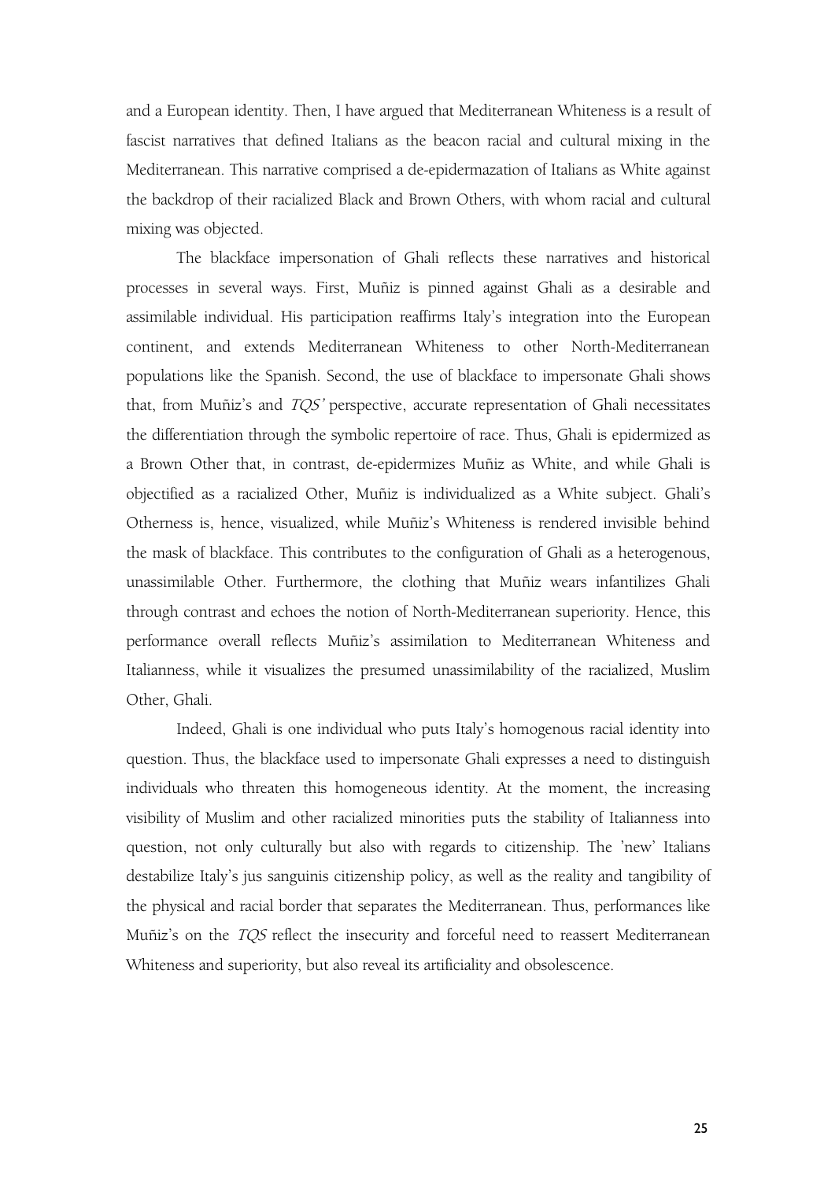and a European identity. Then, I have argued that Mediterranean Whiteness is a result of fascist narratives that defined Italians as the beacon racial and cultural mixing in the Mediterranean. This narrative comprised a de-epidermazation of Italians as White against the backdrop of their racialized Black and Brown Others, with whom racial and cultural mixing was objected.

The blackface impersonation of Ghali reflects these narratives and historical processes in several ways. First, Muñiz is pinned against Ghali as a desirable and assimilable individual. His participation reaffirms Italy's integration into the European continent, and extends Mediterranean Whiteness to other North-Mediterranean populations like the Spanish. Second, the use of blackface to impersonate Ghali shows that, from Muñiz's and *TQS'* perspective, accurate representation of Ghali necessitates the differentiation through the symbolic repertoire of race. Thus, Ghali is epidermized as a Brown Other that, in contrast, de-epidermizes Muñiz as White, and while Ghali is objectified as a racialized Other, Muñiz is individualized as a White subject. Ghali's Otherness is, hence, visualized, while Muñiz's Whiteness is rendered invisible behind the mask of blackface. This contributes to the configuration of Ghali as a heterogenous, unassimilable Other. Furthermore, the clothing that Muñiz wears infantilizes Ghali through contrast and echoes the notion of North-Mediterranean superiority. Hence, this performance overall reflects Muñiz's assimilation to Mediterranean Whiteness and Italianness, while it visualizes the presumed unassimilability of the racialized, Muslim Other, Ghali.

Indeed, Ghali is one individual who puts Italy's homogenous racial identity into question. Thus, the blackface used to impersonate Ghali expresses a need to distinguish individuals who threaten this homogeneous identity. At the moment, the increasing visibility of Muslim and other racialized minorities puts the stability of Italianness into question, not only culturally but also with regards to citizenship. The 'new' Italians destabilize Italy's jus sanguinis citizenship policy, as well as the reality and tangibility of the physical and racial border that separates the Mediterranean. Thus, performances like Muñiz's on the *TQS* reflect the insecurity and forceful need to reassert Mediterranean Whiteness and superiority, but also reveal its artificiality and obsolescence.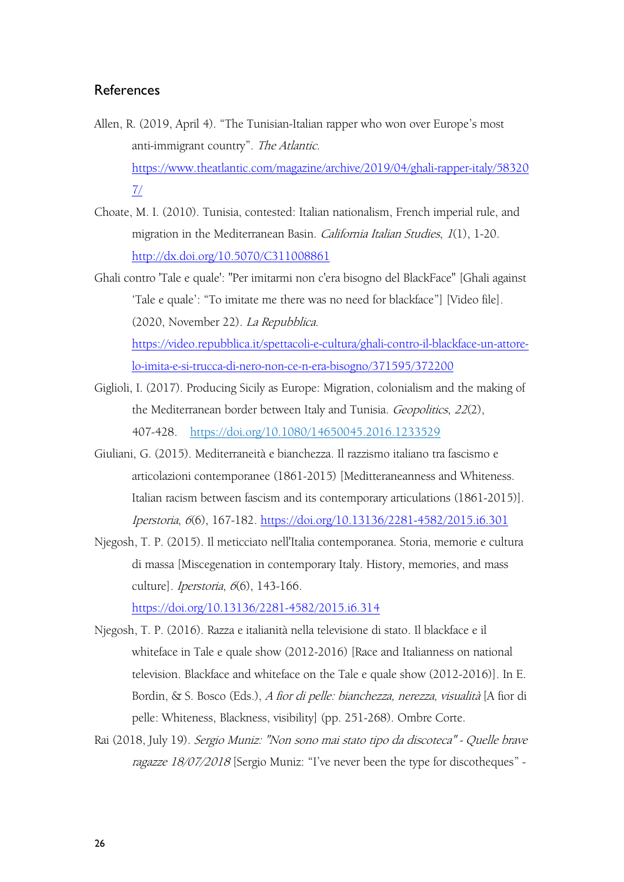## References

Allen, R. (2019, April 4). "The Tunisian-Italian rapper who won over Europe's most anti-immigrant country". *The Atlantic*. https://www.theatlantic.com/magazine/archive/2019/04/ghali-rapper-italy/583207/

Choate, M. I. (2010). Tunisia, contested: Italian nationalism, French imperial rule, and migration in the Mediterranean Basin. *California Italian Studies*, *1*(1), 1-20. http://dx.doi.org/10.5070/C311008861

Ghali contro 'Tale e quale': "Per imitarmi non c'era bisogno del BlackFace" [Ghali against 'Tale e quale': "To imitate me there was no need for blackface"] [Video file]. (2020, November 22). *La Repubblica*. https://video.repubblica.it/spettacoli-e-cultura/ghali-contro-il-blackface-un-attore-lo-imita-e-si-trucca-di-nero-non-ce-n-era-bisogno/371595/372200

Giglioli, I. (2017). Producing Sicily as Europe: Migration, colonialism and the making of the Mediterranean border between Italy and Tunisia. *Geopolitics*, *22*(2), 407-428. https://doi.org/10.1080/14650045.2016.1233529

Giuliani, G. (2015). Mediterraneità e bianchezza. Il razzismo italiano tra fascismo e articolazioni contemporanee (1861-2015) [Meditteraneanness and Whiteness. Italian racism between fascism and its contemporary articulations (1861-2015)]. *Iperstoria*, *6*(6), 167-182. https://doi.org/10.13136/2281-4582/2015.i6.301

Njegosh, T. P. (2015). Il meticciato nell'Italia contemporanea. Storia, memorie e cultura di massa [Miscegenation in contemporary Italy. History, memories, and mass culture]. *Iperstoria*, *6*(6), 143-166. https://doi.org/10.13136/2281-4582/2015.i6.314

Njegosh, T. P. (2016). Razza e italianità nella televisione di stato. Il blackface e il whiteface in Tale e quale show (2012-2016) [Race and Italianness on national television. Blackface and whiteface on the Tale e quale show (2012-2016)]. In E. Bordin, & S. Bosco (Eds.), *A fior di pelle: bianchezza, nerezza, visualità* [A fior di pelle: Whiteness, Blackness, visibility] (pp. 251-268). Ombre Corte.

Rai (2018, July 19). *Sergio Muniz: "Non sono mai stato tipo da discoteca" - Quelle brave ragazze 18/07/2018* [Sergio Muniz: "I've never been the type for discotheques" -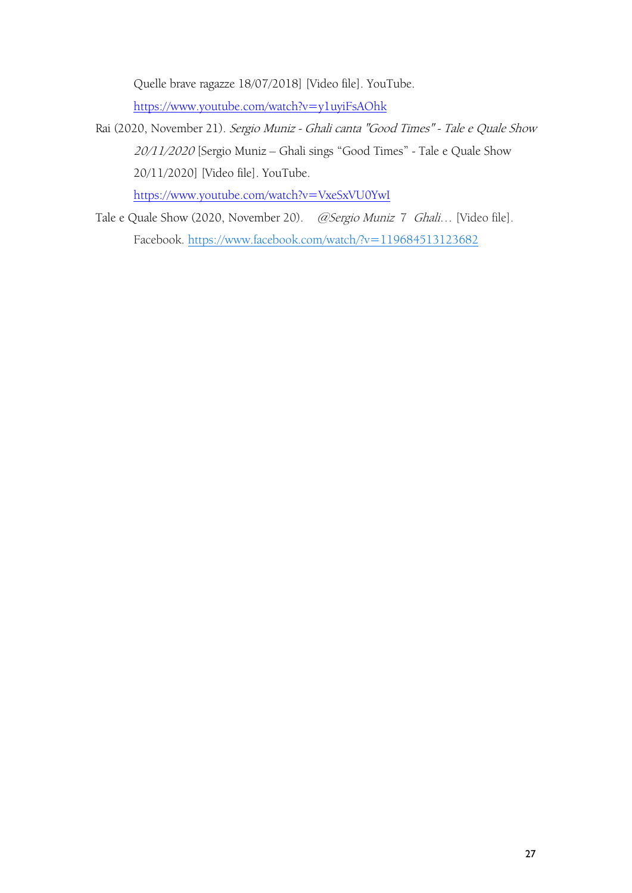Quelle brave ragazze 18/07/2018] [Video file]. YouTube. https://www.youtube.com/watch?v=y1uyiFsAOhk

Rai (2020, November 21). *Sergio Muniz - Ghali canta "Good Times" - Tale e Quale Show 20/11/2020* [Sergio Muniz – Ghali sings "Good Times" - Tale e Quale Show 20/11/2020] [Video file]. YouTube. https://www.youtube.com/watch?v=VxeSxVU0YwI

Tale e Quale Show (2020, November 20). *@Sergio Muniz 7 Ghali…* [Video file]. Facebook. https://www.facebook.com/watch/?v=119684513123682